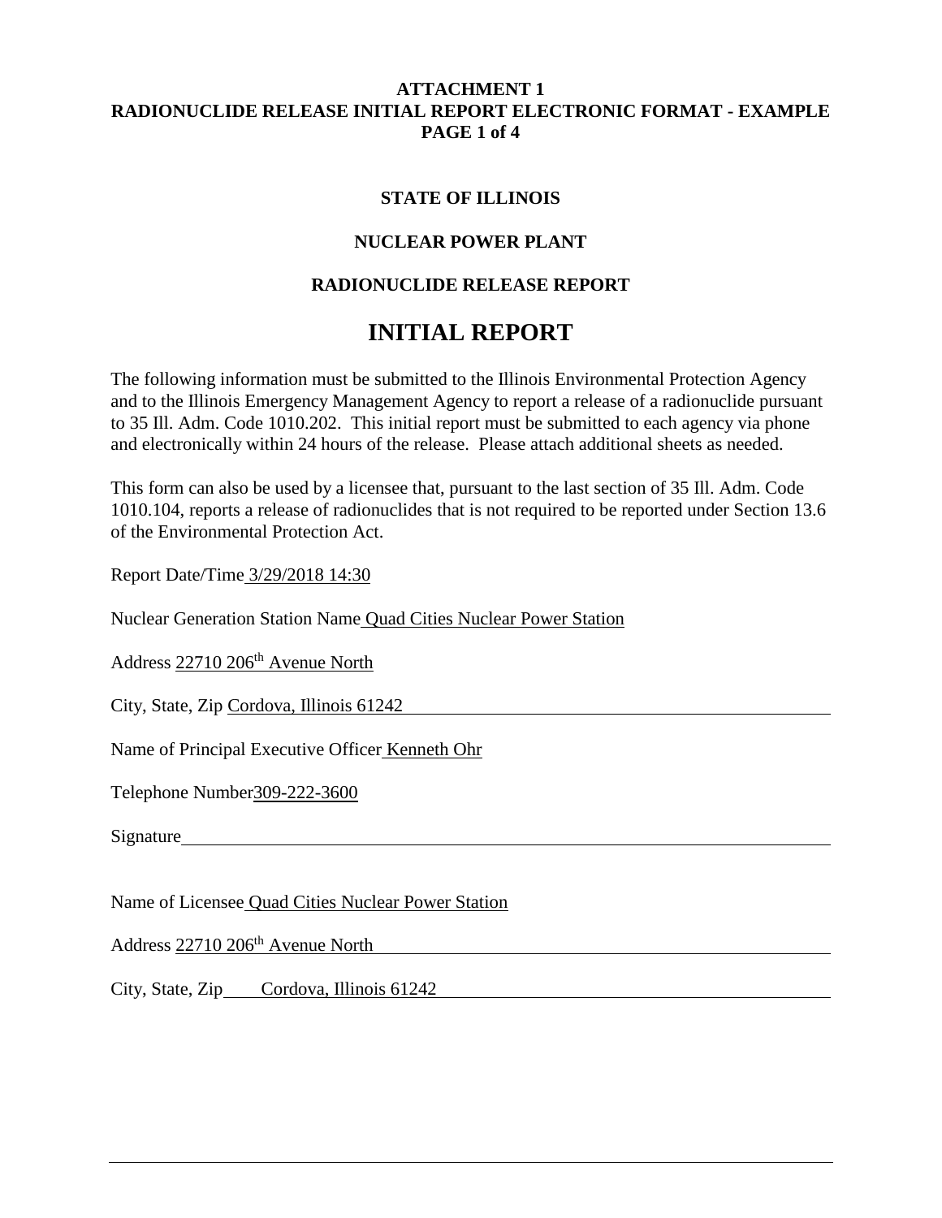**ATTACHMENT 1**
**RADIONUCLIDE RELEASE INITIAL REPORT ELECTRONIC FORMAT - EXAMPLE**

**STATE OF ILLINOIS**

**NUCLEAR POWER PLANT**

**RADIONUCLIDE RELEASE REPORT**

# INITIAL REPORT

The following information must be submitted to the Illinois Environmental Protection Agency and to the Illinois Emergency Management Agency to report a release of a radionuclide pursuant to 35 Ill. Adm. Code 1010.202. This initial report must be submitted to each agency via phone and electronically within 24 hours of the release. Please attach additional sheets as needed.

This form can also be used by a licensee that, pursuant to the last section of 35 Ill. Adm. Code 1010.104, reports a release of radionuclides that is not required to be reported under Section 13.6 of the Environmental Protection Act.

Report Date/Time 3/29/2018 14:30

Nuclear Generation Station Name Quad Cities Nuclear Power Station

Address 22710 206th Avenue North

City, State, Zip Cordova, Illinois 61242

Name of Principal Executive Officer Kenneth Ohr

Telephone Number 309-222-3600

Signature \_\_\_\_\_\_\_\_\_\_\_\_\_\_\_\_\_\_\_\_

Name of Licensee Quad Cities Nuclear Power Station

Address 22710 206th Avenue North

City, State, Zip Cordova, Illinois 61242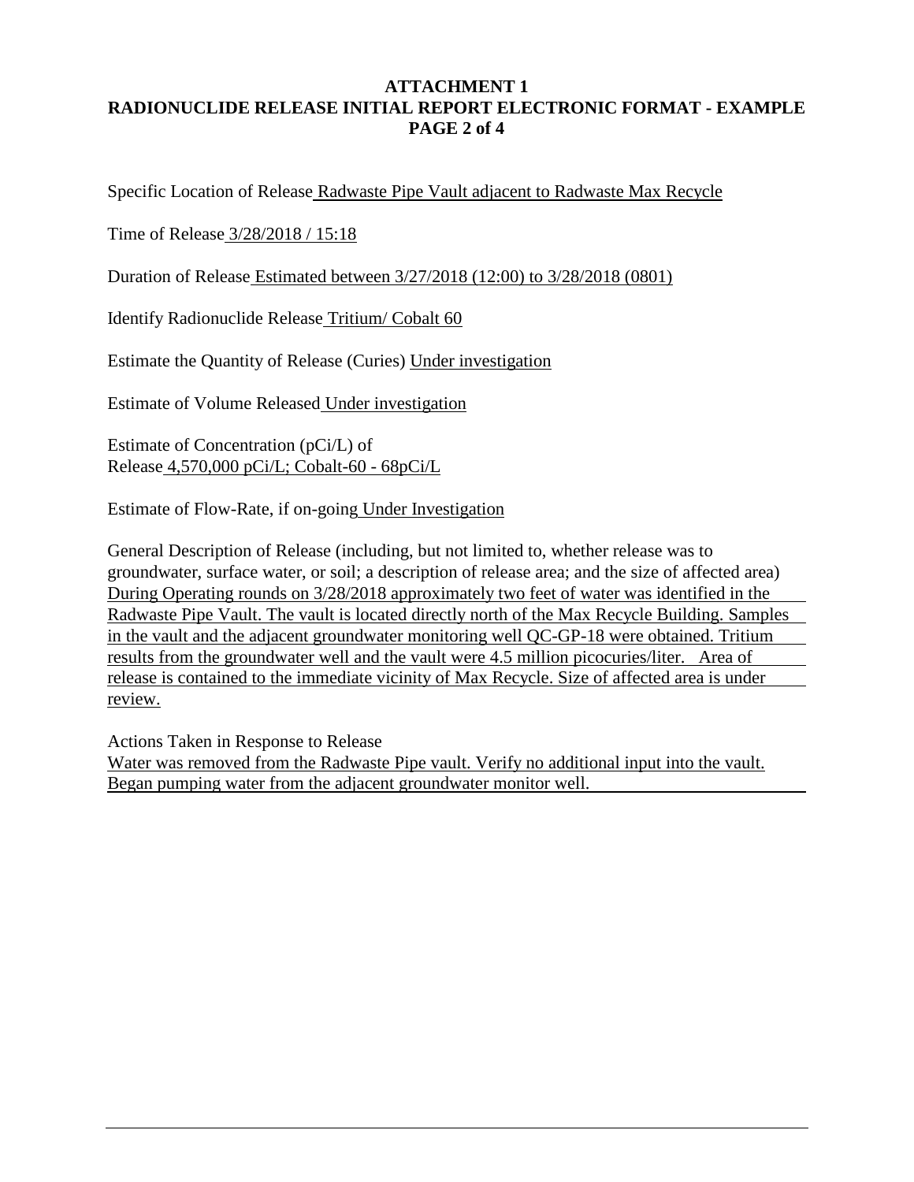**ATTACHMENT 1**
**RADIONUCLIDE RELEASE INITIAL REPORT ELECTRONIC FORMAT - EXAMPLE**

Specific Location of Release Radwaste Pipe Vault adjacent to Radwaste Max Recycle

Time of Release 3/28/2018 / 15:18

Duration of Release Estimated between 3/27/2018 (12:00) to 3/28/2018 (0801)

Identify Radionuclide Release Tritium/ Cobalt 60

Estimate the Quantity of Release (Curies) Under investigation

Estimate of Volume Released Under investigation

Estimate of Concentration (pCi/L) of Release 4,570,000 pCi/L; Cobalt-60 - 68pCi/L

Estimate of Flow-Rate, if on-going Under Investigation

General Description of Release (including, but not limited to, whether release was to groundwater, surface water, or soil; a description of release area; and the size of affected area)
During Operating rounds on 3/28/2018 approximately two feet of water was identified in the Radwaste Pipe Vault. The vault is located directly north of the Max Recycle Building. Samples in the vault and the adjacent groundwater monitoring well QC-GP-18 were obtained. Tritium results from the groundwater well and the vault were 4.5 million picocuries/liter. Area of release is contained to the immediate vicinity of Max Recycle. Size of affected area is under review.

Actions Taken in Response to Release
Water was removed from the Radwaste Pipe vault. Verify no additional input into the vault. Began pumping water from the adjacent groundwater monitor well.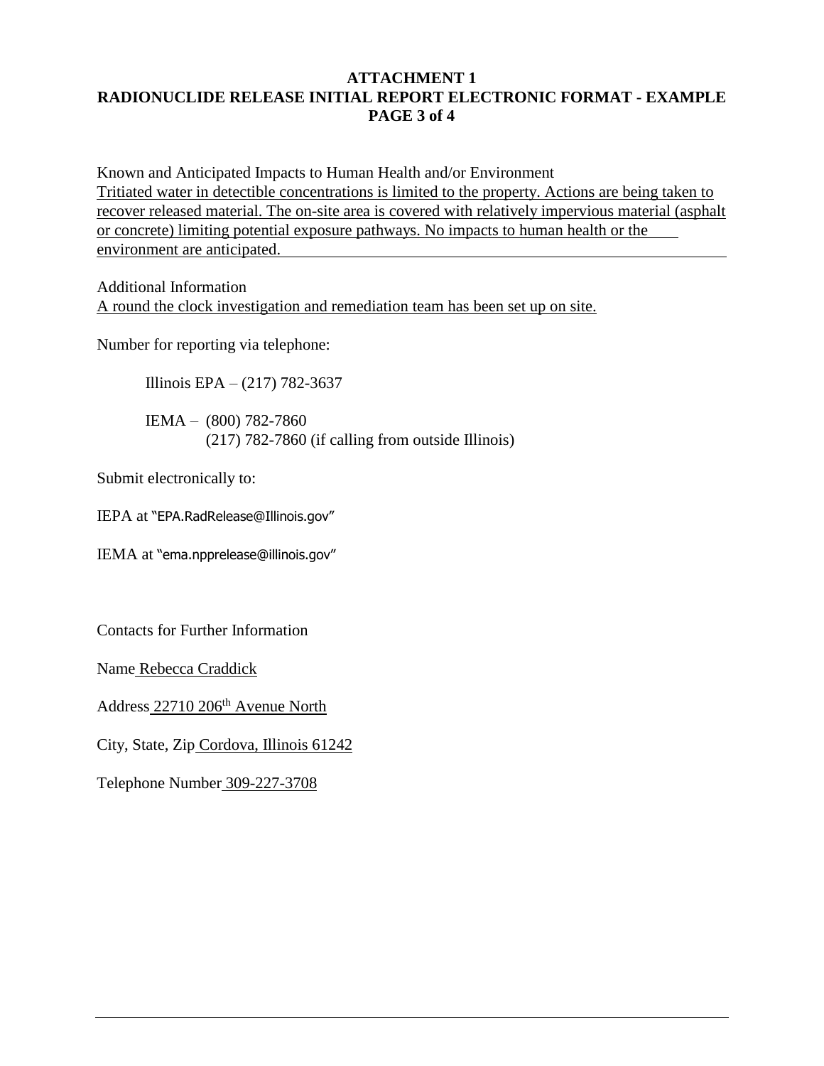**ATTACHMENT 1**
**RADIONUCLIDE RELEASE INITIAL REPORT ELECTRONIC FORMAT - EXAMPLE**
**PAGE 3 of 4**

Known and Anticipated Impacts to Human Health and/or Environment
Tritiated water in detectible concentrations is limited to the property. Actions are being taken to recover released material. The on-site area is covered with relatively impervious material (asphalt or concrete) limiting potential exposure pathways. No impacts to human health or the environment are anticipated.

Additional Information
A round the clock investigation and remediation team has been set up on site.

Number for reporting via telephone:

Illinois EPA – (217) 782-3637

IEMA – (800) 782-7860
(217) 782-7860 (if calling from outside Illinois)

Submit electronically to:

IEPA at "EPA.RadRelease@Illinois.gov"

IEMA at "ema.npprelease@illinois.gov"

Contacts for Further Information

Name Rebecca Craddick

Address 22710 206th Avenue North

City, State, Zip Cordova, Illinois 61242

Telephone Number 309-227-3708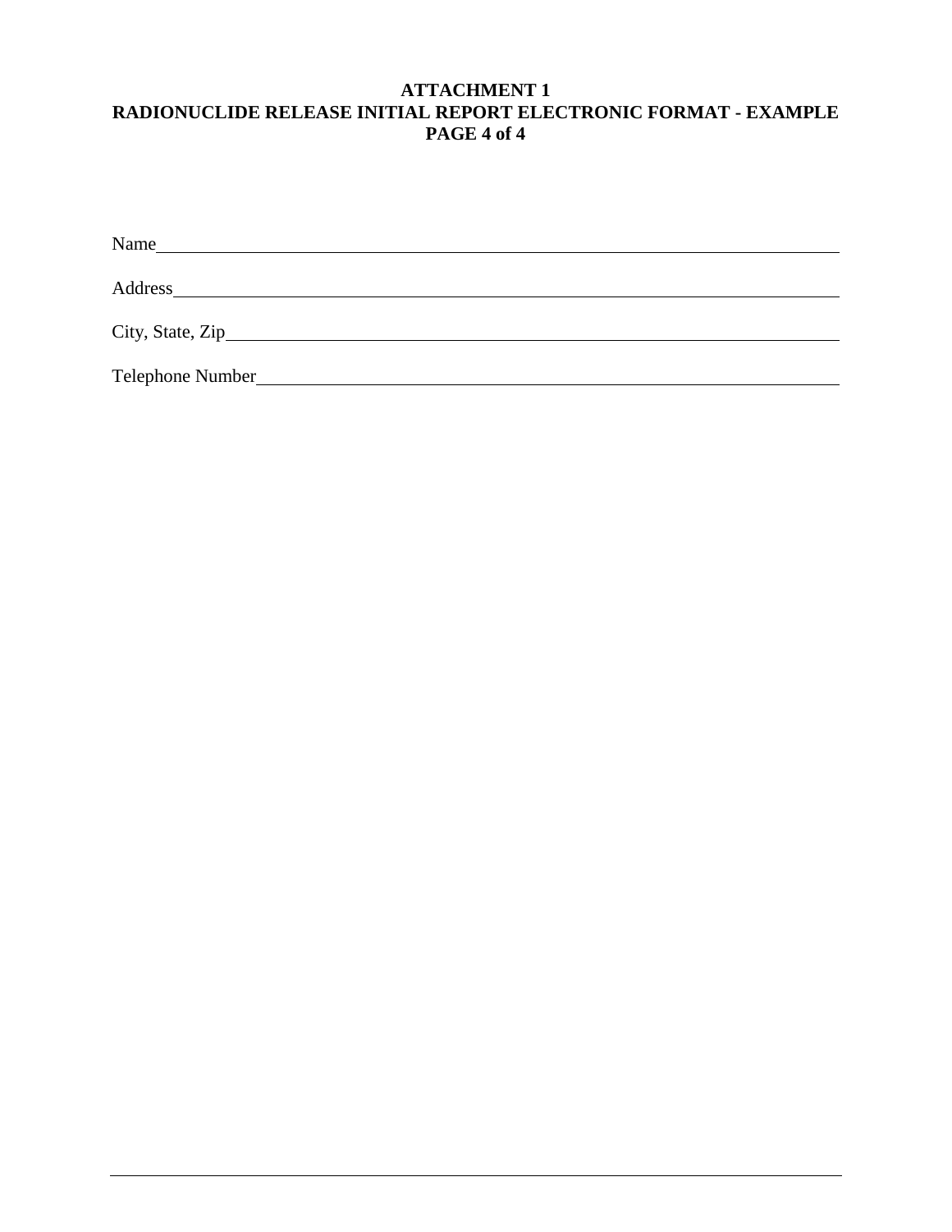**ATTACHMENT 1**
**RADIONUCLIDE RELEASE INITIAL REPORT ELECTRONIC FORMAT - EXAMPLE**
**PAGE 4 of 4**

Name ______________________________________________________________________

Address ____________________________________________________________________

City, State, Zip _______________________________________________________________

Telephone Number ____________________________________________________________